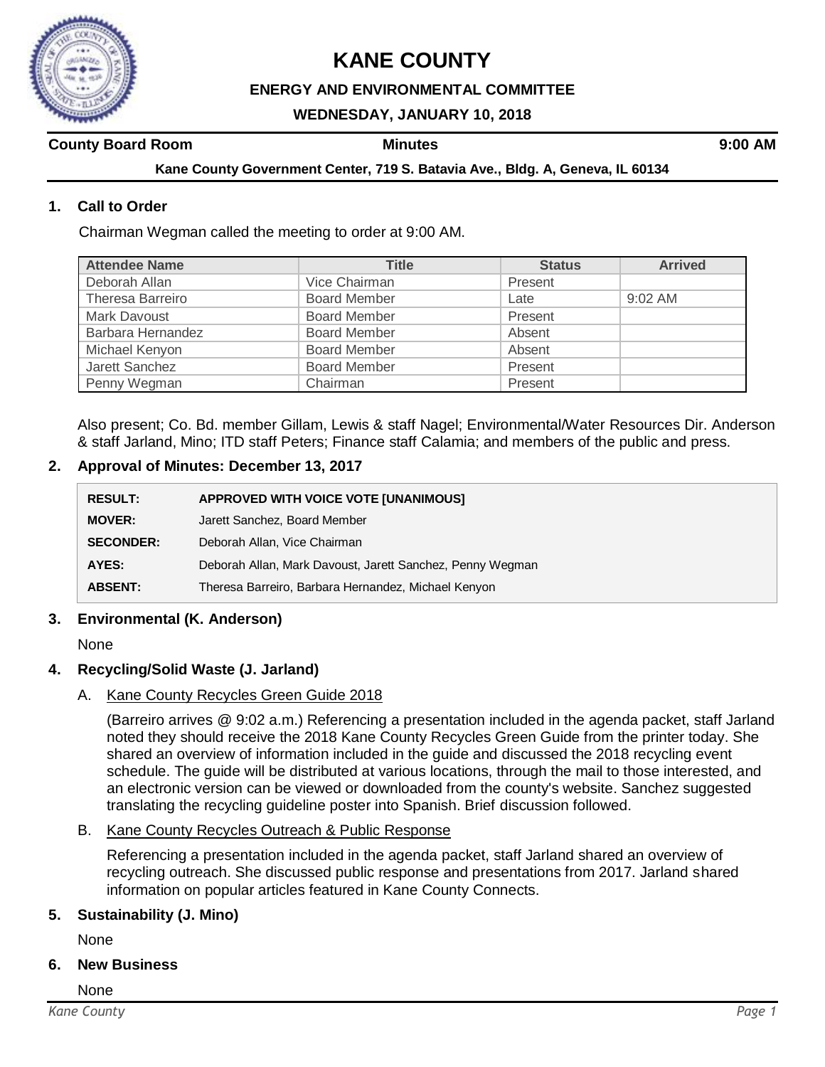# KANE COUNTY

## ENERGY AND ENVIRONMENTAL COMMITTEE

### WEDNESDAY, JANUARY 10, 2018

**County Board Room** | **Minutes** | **9:00 AM**

**Kane County Government Center, 719 S. Batavia Ave., Bldg. A, Geneva, IL 60134**

### 1. Call to Order

Chairman Wegman called the meeting to order at 9:00 AM.

| Attendee Name | Title | Status | Arrived |
|---|---|---|---|
| Deborah Allan | Vice Chairman | Present | |
| Theresa Barreiro | Board Member | Late | 9:02 AM |
| Mark Davoust | Board Member | Present | |
| Barbara Hernandez | Board Member | Absent | |
| Michael Kenyon | Board Member | Absent | |
| Jarett Sanchez | Board Member | Present | |
| Penny Wegman | Chairman | Present | |

Also present; Co. Bd. member Gillam, Lewis & staff Nagel; Environmental/Water Resources Dir. Anderson & staff Jarland, Mino; ITD staff Peters; Finance staff Calamia; and members of the public and press.

### 2. Approval of Minutes: December 13, 2017

| | |
|---|---|
| **RESULT:** | **APPROVED WITH VOICE VOTE [UNANIMOUS]** |
| **MOVER:** | Jarett Sanchez, Board Member |
| **SECONDER:** | Deborah Allan, Vice Chairman |
| **AYES:** | Deborah Allan, Mark Davoust, Jarett Sanchez, Penny Wegman |
| **ABSENT:** | Theresa Barreiro, Barbara Hernandez, Michael Kenyon |

### 3. Environmental (K. Anderson)

None

### 4. Recycling/Solid Waste (J. Jarland)

A. Kane County Recycles Green Guide 2018

(Barreiro arrives @ 9:02 a.m.) Referencing a presentation included in the agenda packet, staff Jarland noted they should receive the 2018 Kane County Recycles Green Guide from the printer today. She shared an overview of information included in the guide and discussed the 2018 recycling event schedule. The guide will be distributed at various locations, through the mail to those interested, and an electronic version can be viewed or downloaded from the county's website. Sanchez suggested translating the recycling guideline poster into Spanish. Brief discussion followed.

B. Kane County Recycles Outreach & Public Response

Referencing a presentation included in the agenda packet, staff Jarland shared an overview of recycling outreach. She discussed public response and presentations from 2017. Jarland shared information on popular articles featured in Kane County Connects.

### 5. Sustainability (J. Mino)

None

### 6. New Business

None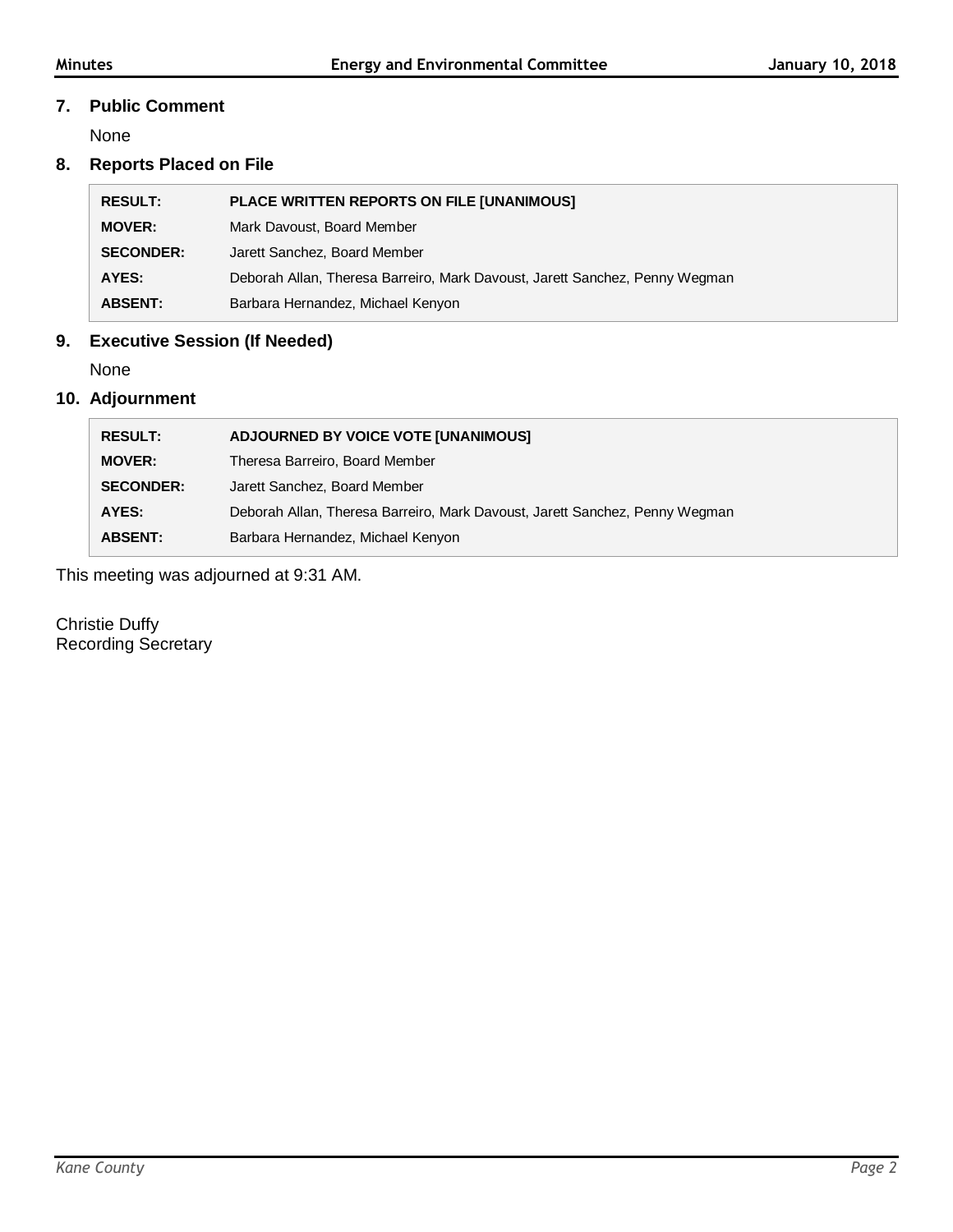## 7. Public Comment

None

## 8. Reports Placed on File

| | |
|---|---|
| **RESULT:** | **PLACE WRITTEN REPORTS ON FILE [UNANIMOUS]** |
| **MOVER:** | Mark Davoust, Board Member |
| **SECONDER:** | Jarett Sanchez, Board Member |
| **AYES:** | Deborah Allan, Theresa Barreiro, Mark Davoust, Jarett Sanchez, Penny Wegman |
| **ABSENT:** | Barbara Hernandez, Michael Kenyon |

## 9. Executive Session (If Needed)

None

## 10. Adjournment

| | |
|---|---|
| **RESULT:** | **ADJOURNED BY VOICE VOTE [UNANIMOUS]** |
| **MOVER:** | Theresa Barreiro, Board Member |
| **SECONDER:** | Jarett Sanchez, Board Member |
| **AYES:** | Deborah Allan, Theresa Barreiro, Mark Davoust, Jarett Sanchez, Penny Wegman |
| **ABSENT:** | Barbara Hernandez, Michael Kenyon |

This meeting was adjourned at 9:31 AM.

Christie Duffy
Recording Secretary